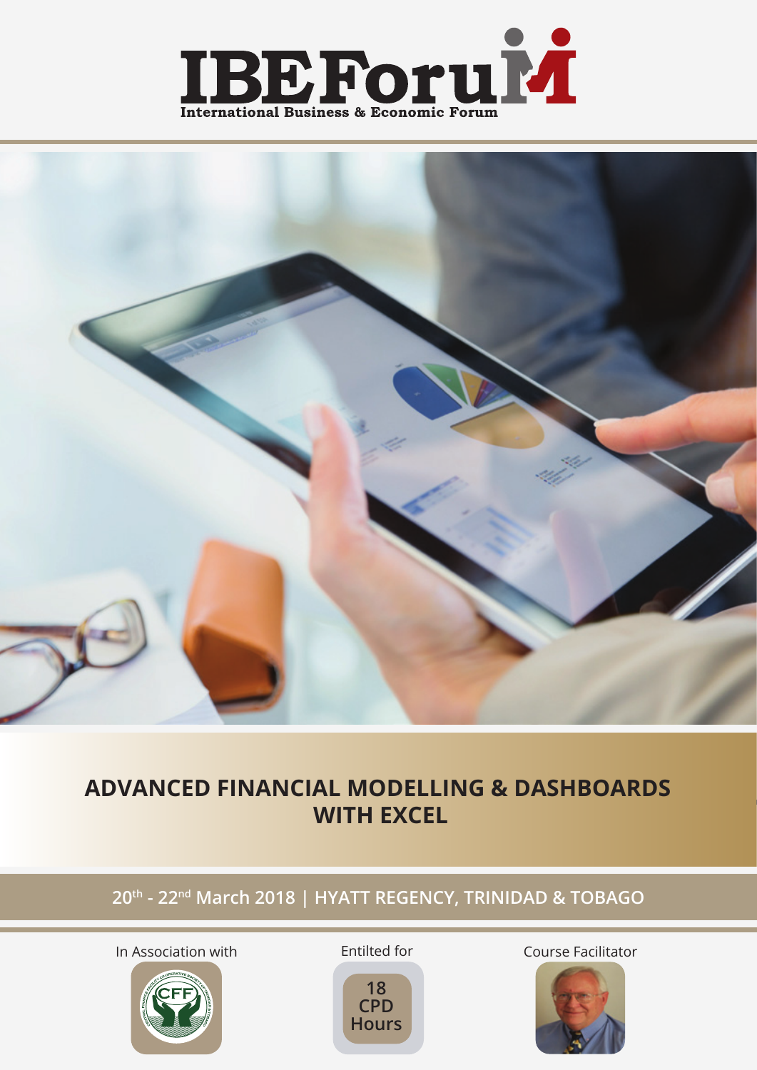# IBEForum

International Business & Economic Forum

# ADVANCED FINANCIAL MODELLING & DASHBOARDS WITH EXCEL

**20th - 22nd March 2018 | HYATT REGENCY, TRINIDAD & TOBAGO**

In Association with

Entilted for

**18 CPD Hours**

Course Facilitator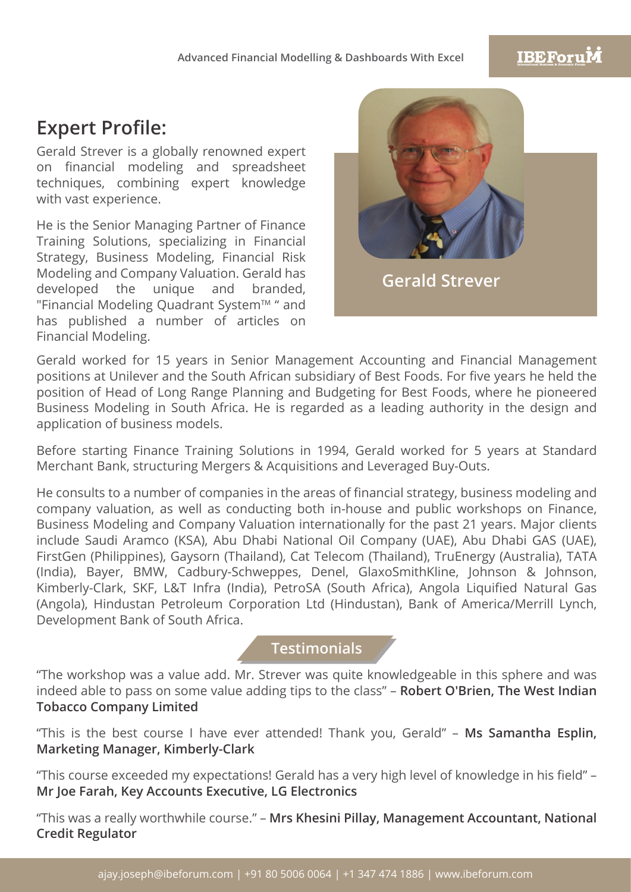## Expert Profile:

Gerald Strever is a globally renowned expert on financial modeling and spreadsheet techniques, combining expert knowledge with vast experience.

He is the Senior Managing Partner of Finance Training Solutions, specializing in Financial Strategy, Business Modeling, Financial Risk Modeling and Company Valuation. Gerald has developed the unique and branded, "Financial Modeling Quadrant System™ " and has published a number of articles on Financial Modeling.

**Gerald Strever**

Gerald worked for 15 years in Senior Management Accounting and Financial Management positions at Unilever and the South African subsidiary of Best Foods. For five years he held the position of Head of Long Range Planning and Budgeting for Best Foods, where he pioneered Business Modeling in South Africa. He is regarded as a leading authority in the design and application of business models.

Before starting Finance Training Solutions in 1994, Gerald worked for 5 years at Standard Merchant Bank, structuring Mergers & Acquisitions and Leveraged Buy-Outs.

He consults to a number of companies in the areas of financial strategy, business modeling and company valuation, as well as conducting both in-house and public workshops on Finance, Business Modeling and Company Valuation internationally for the past 21 years. Major clients include Saudi Aramco (KSA), Abu Dhabi National Oil Company (UAE), Abu Dhabi GAS (UAE), FirstGen (Philippines), Gaysorn (Thailand), Cat Telecom (Thailand), TruEnergy (Australia), TATA (India), Bayer, BMW, Cadbury-Schweppes, Denel, GlaxoSmithKline, Johnson & Johnson, Kimberly-Clark, SKF, L&T Infra (India), PetroSA (South Africa), Angola Liquified Natural Gas (Angola), Hindustan Petroleum Corporation Ltd (Hindustan), Bank of America/Merrill Lynch, Development Bank of South Africa.

## Testimonials

"The workshop was a value add. Mr. Strever was quite knowledgeable in this sphere and was indeed able to pass on some value adding tips to the class" – **Robert O'Brien, The West Indian Tobacco Company Limited**

"This is the best course I have ever attended! Thank you, Gerald" – **Ms Samantha Esplin, Marketing Manager, Kimberly-Clark**

"This course exceeded my expectations! Gerald has a very high level of knowledge in his field" – **Mr Joe Farah, Key Accounts Executive, LG Electronics**

"This was a really worthwhile course." – **Mrs Khesini Pillay, Management Accountant, National Credit Regulator**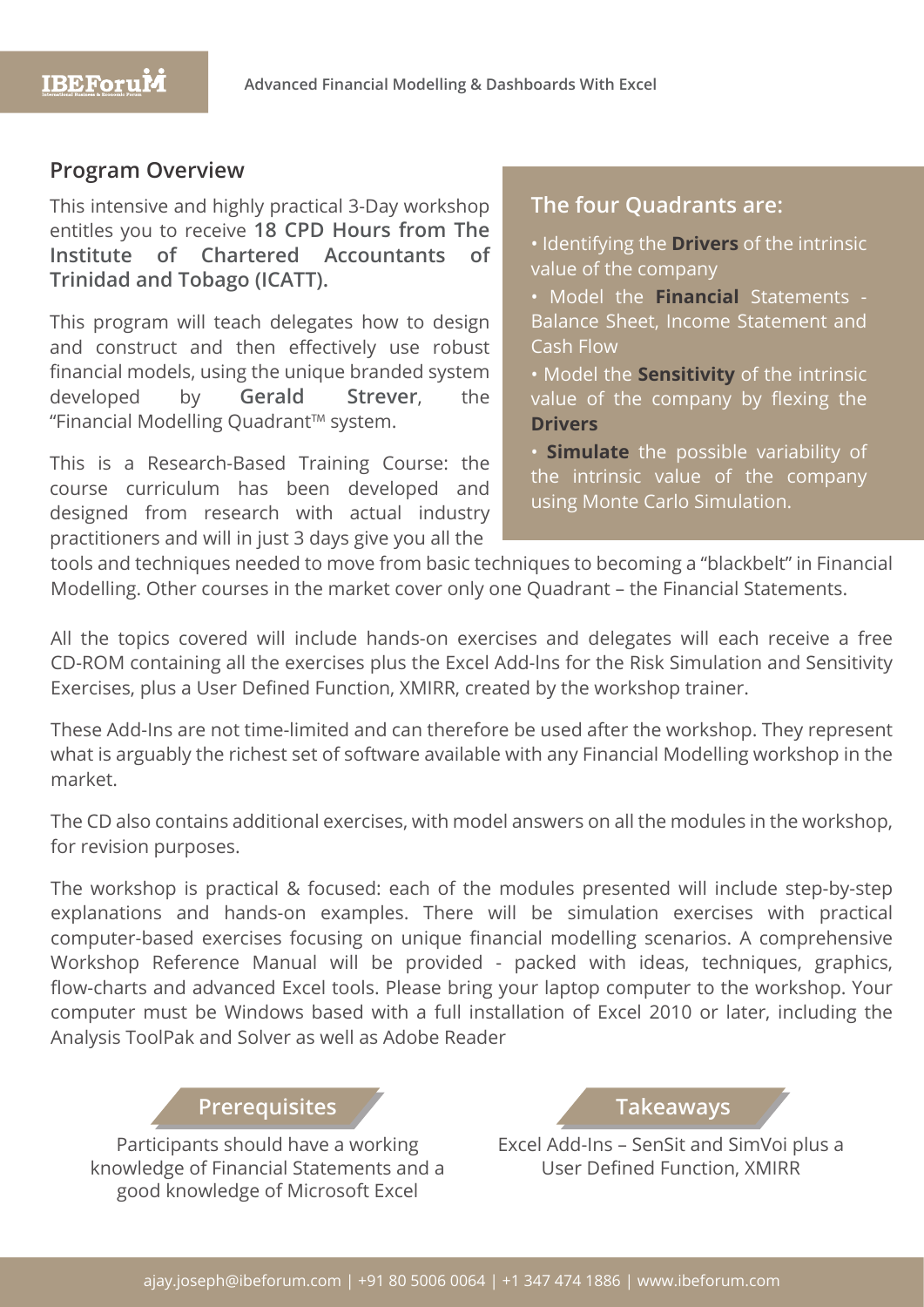## Program Overview

This intensive and highly practical 3-Day workshop entitles you to receive **18 CPD Hours from The Institute of Chartered Accountants of Trinidad and Tobago (ICATT).**

This program will teach delegates how to design and construct and then effectively use robust financial models, using the unique branded system developed by **Gerald Strever**, the "Financial Modelling Quadrant™ system.

This is a Research-Based Training Course: the course curriculum has been developed and designed from research with actual industry practitioners and will in just 3 days give you all the tools and techniques needed to move from basic techniques to becoming a "blackbelt" in Financial Modelling. Other courses in the market cover only one Quadrant – the Financial Statements.

### The four Quadrants are:

- Identifying the **Drivers** of the intrinsic value of the company
- Model the **Financial** Statements - Balance Sheet, Income Statement and Cash Flow
- Model the **Sensitivity** of the intrinsic value of the company by flexing the **Drivers**
- **Simulate** the possible variability of the intrinsic value of the company using Monte Carlo Simulation.

All the topics covered will include hands-on exercises and delegates will each receive a free CD-ROM containing all the exercises plus the Excel Add-Ins for the Risk Simulation and Sensitivity Exercises, plus a User Defined Function, XMIRR, created by the workshop trainer.

These Add-Ins are not time-limited and can therefore be used after the workshop. They represent what is arguably the richest set of software available with any Financial Modelling workshop in the market.

The CD also contains additional exercises, with model answers on all the modules in the workshop, for revision purposes.

The workshop is practical & focused: each of the modules presented will include step-by-step explanations and hands-on examples. There will be simulation exercises with practical computer-based exercises focusing on unique financial modelling scenarios. A comprehensive Workshop Reference Manual will be provided - packed with ideas, techniques, graphics, flow-charts and advanced Excel tools. Please bring your laptop computer to the workshop. Your computer must be Windows based with a full installation of Excel 2010 or later, including the Analysis ToolPak and Solver as well as Adobe Reader

### Prerequisites

Participants should have a working knowledge of Financial Statements and a good knowledge of Microsoft Excel

### Takeaways

Excel Add-Ins – SenSit and SimVoi plus a User Defined Function, XMIRR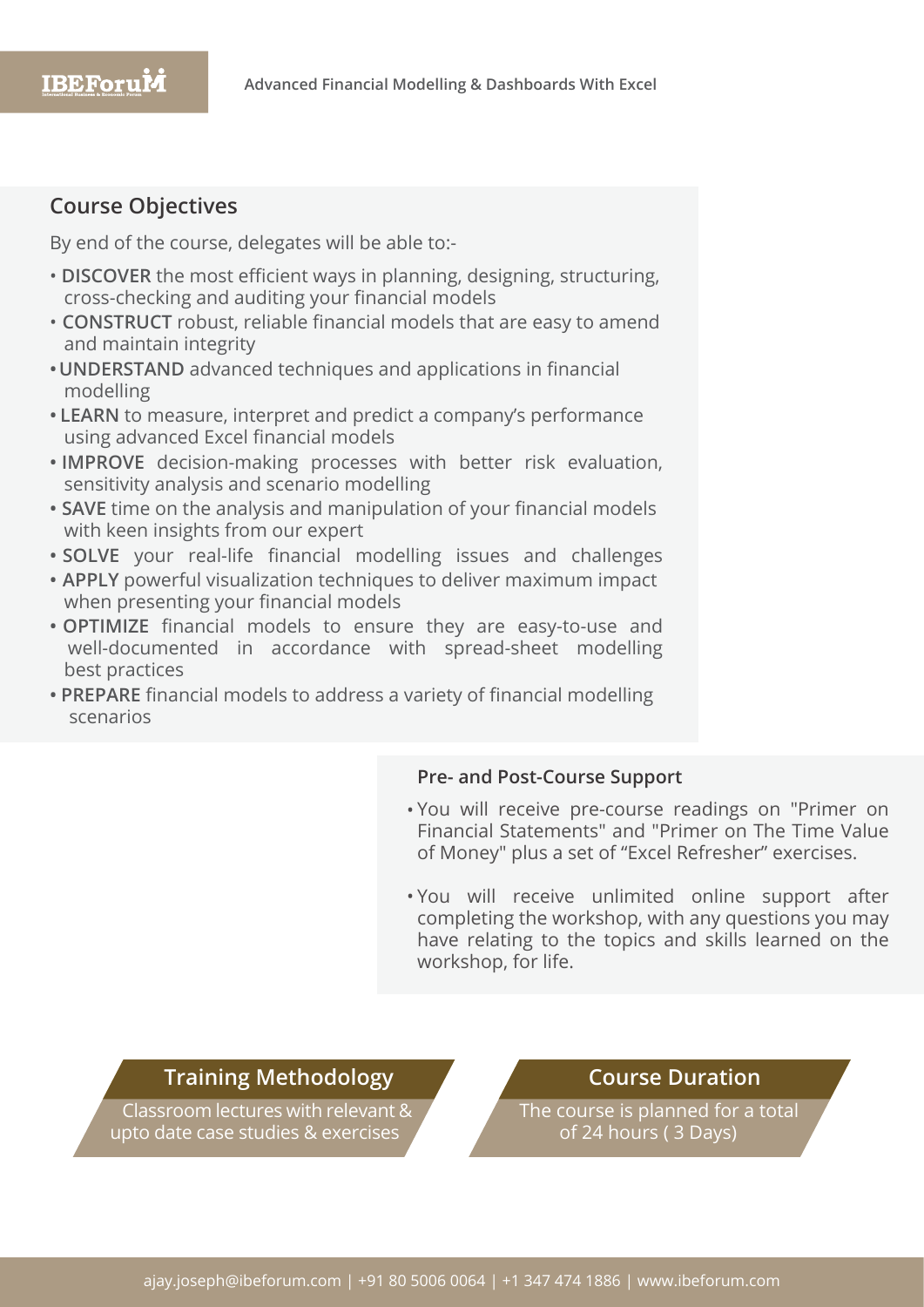## Course Objectives

By end of the course, delegates will be able to:-

- **DISCOVER** the most efficient ways in planning, designing, structuring, cross-checking and auditing your financial models
- **CONSTRUCT** robust, reliable financial models that are easy to amend and maintain integrity
- **UNDERSTAND** advanced techniques and applications in financial modelling
- **LEARN** to measure, interpret and predict a company's performance using advanced Excel financial models
- **IMPROVE** decision-making processes with better risk evaluation, sensitivity analysis and scenario modelling
- **SAVE** time on the analysis and manipulation of your financial models with keen insights from our expert
- **SOLVE** your real-life financial modelling issues and challenges
- **APPLY** powerful visualization techniques to deliver maximum impact when presenting your financial models
- **OPTIMIZE** financial models to ensure they are easy-to-use and well-documented in accordance with spread-sheet modelling best practices
- **PREPARE** financial models to address a variety of financial modelling scenarios

### Pre- and Post-Course Support

- You will receive pre-course readings on "Primer on Financial Statements" and "Primer on The Time Value of Money" plus a set of "Excel Refresher" exercises.
- You will receive unlimited online support after completing the workshop, with any questions you may have relating to the topics and skills learned on the workshop, for life.

### Training Methodology

Classroom lectures with relevant & upto date case studies & exercises

### Course Duration

The course is planned for a total of 24 hours ( 3 Days)

ajay.joseph@ibeforum.com | +91 80 5006 0064 | +1 347 474 1886 | www.ibeforum.com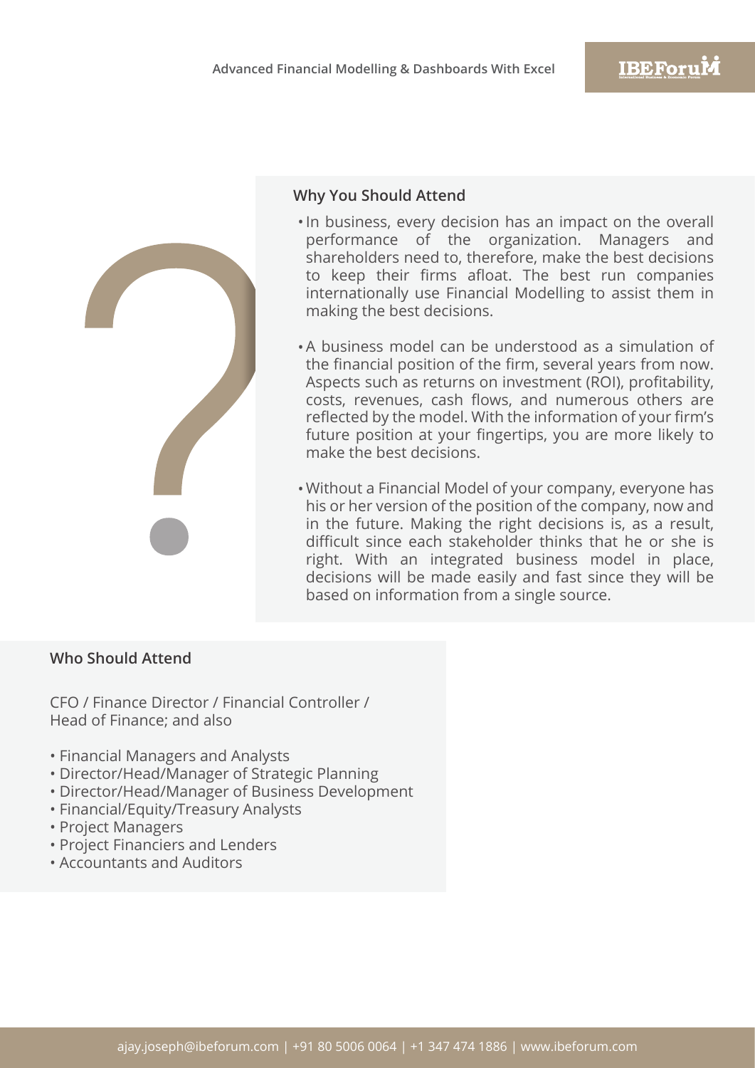## Why You Should Attend

- In business, every decision has an impact on the overall performance of the organization. Managers and shareholders need to, therefore, make the best decisions to keep their firms afloat. The best run companies internationally use Financial Modelling to assist them in making the best decisions.

- A business model can be understood as a simulation of the financial position of the firm, several years from now. Aspects such as returns on investment (ROI), profitability, costs, revenues, cash flows, and numerous others are reflected by the model. With the information of your firm's future position at your fingertips, you are more likely to make the best decisions.

- Without a Financial Model of your company, everyone has his or her version of the position of the company, now and in the future. Making the right decisions is, as a result, difficult since each stakeholder thinks that he or she is right. With an integrated business model in place, decisions will be made easily and fast since they will be based on information from a single source.

## Who Should Attend

CFO / Finance Director / Financial Controller / Head of Finance; and also

- Financial Managers and Analysts
- Director/Head/Manager of Strategic Planning
- Director/Head/Manager of Business Development
- Financial/Equity/Treasury Analysts
- Project Managers
- Project Financiers and Lenders
- Accountants and Auditors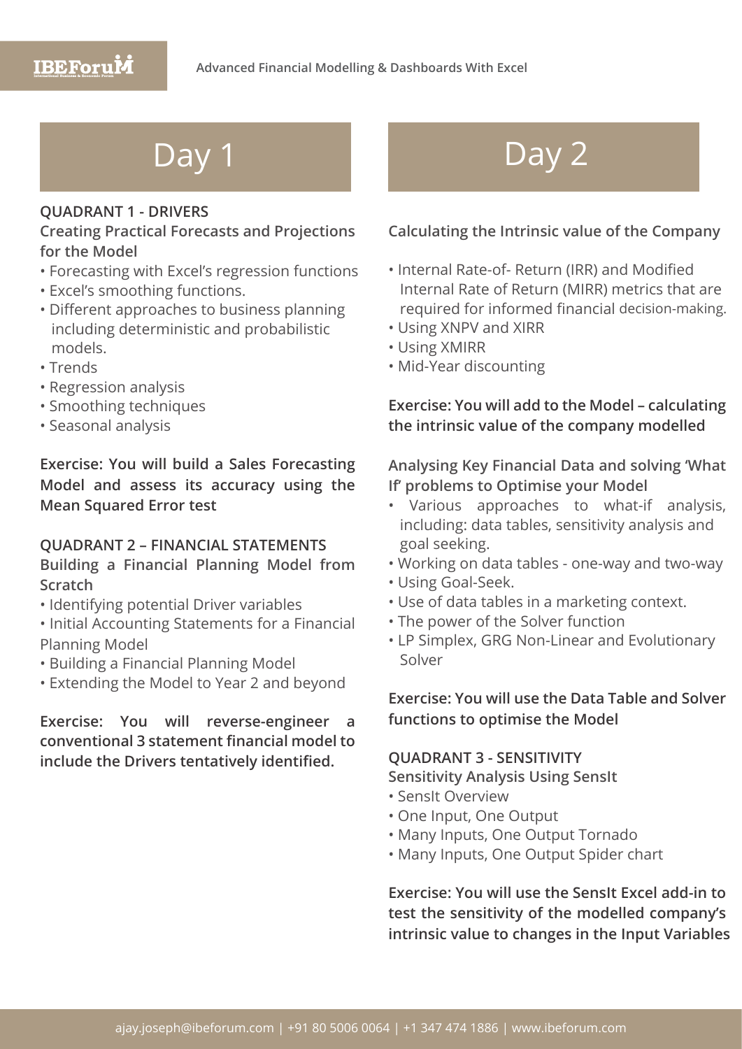# Day 1

### QUADRANT 1 - DRIVERS

**Creating Practical Forecasts and Projections for the Model**

- Forecasting with Excel's regression functions
- Excel's smoothing functions.
- Different approaches to business planning including deterministic and probabilistic models.
- Trends
- Regression analysis
- Smoothing techniques
- Seasonal analysis

**Exercise: You will build a Sales Forecasting Model and assess its accuracy using the Mean Squared Error test**

### QUADRANT 2 – FINANCIAL STATEMENTS

**Building a Financial Planning Model from Scratch**

- Identifying potential Driver variables
- Initial Accounting Statements for a Financial Planning Model
- Building a Financial Planning Model
- Extending the Model to Year 2 and beyond

**Exercise: You will reverse-engineer a conventional 3 statement financial model to include the Drivers tentatively identified.**

# Day 2

**Calculating the Intrinsic value of the Company**

- Internal Rate-of- Return (IRR) and Modified Internal Rate of Return (MIRR) metrics that are required for informed financial decision-making.
- Using XNPV and XIRR
- Using XMIRR
- Mid-Year discounting

**Exercise: You will add to the Model – calculating the intrinsic value of the company modelled**

**Analysing Key Financial Data and solving 'What If' problems to Optimise your Model**

- Various approaches to what-if analysis, including: data tables, sensitivity analysis and goal seeking.
- Working on data tables - one-way and two-way
- Using Goal-Seek.
- Use of data tables in a marketing context.
- The power of the Solver function
- LP Simplex, GRG Non-Linear and Evolutionary Solver

**Exercise: You will use the Data Table and Solver functions to optimise the Model**

### QUADRANT 3 - SENSITIVITY

**Sensitivity Analysis Using SensIt**

- SensIt Overview
- One Input, One Output
- Many Inputs, One Output Tornado
- Many Inputs, One Output Spider chart

**Exercise: You will use the SensIt Excel add-in to test the sensitivity of the modelled company's intrinsic value to changes in the Input Variables**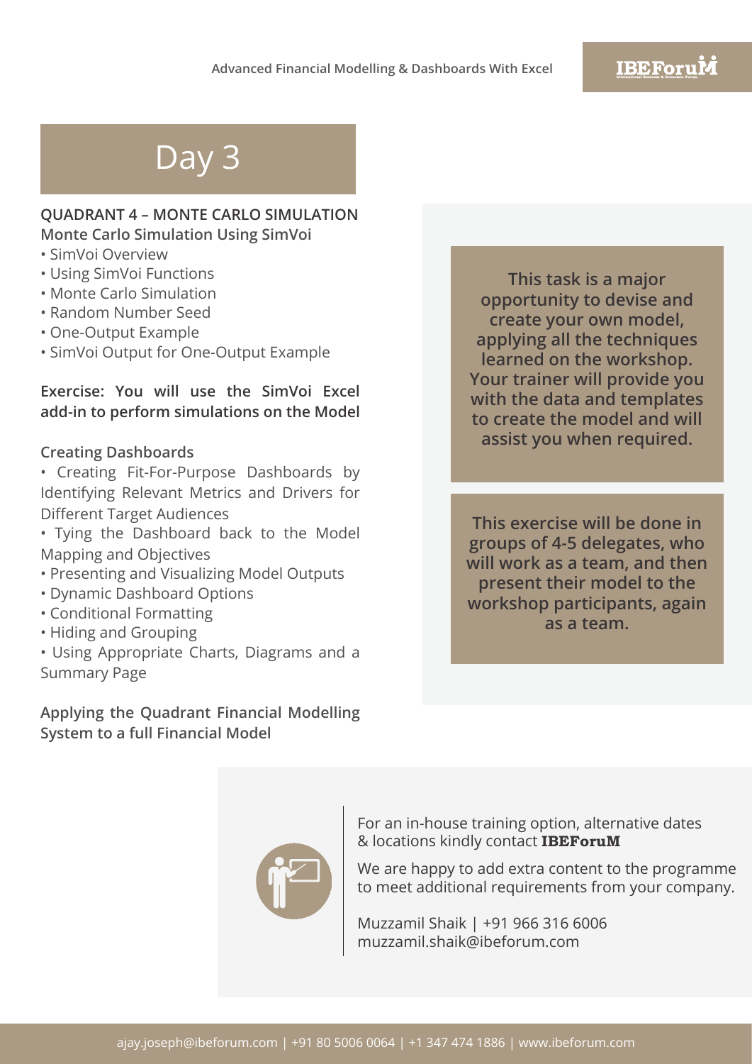# Day 3

**QUADRANT 4 – MONTE CARLO SIMULATION**

**Monte Carlo Simulation Using SimVoi**

- SimVoi Overview
- Using SimVoi Functions
- Monte Carlo Simulation
- Random Number Seed
- One-Output Example
- SimVoi Output for One-Output Example

**Exercise: You will use the SimVoi Excel add-in to perform simulations on the Model**

**Creating Dashboards**

- Creating Fit-For-Purpose Dashboards by Identifying Relevant Metrics and Drivers for Different Target Audiences
- Tying the Dashboard back to the Model Mapping and Objectives
- Presenting and Visualizing Model Outputs
- Dynamic Dashboard Options
- Conditional Formatting
- Hiding and Grouping
- Using Appropriate Charts, Diagrams and a Summary Page

**Applying the Quadrant Financial Modelling System to a full Financial Model**

**This task is a major opportunity to devise and create your own model, applying all the techniques learned on the workshop. Your trainer will provide you with the data and templates to create the model and will assist you when required.**

**This exercise will be done in groups of 4-5 delegates, who will work as a team, and then present their model to the workshop participants, again as a team.**

For an in-house training option, alternative dates & locations kindly contact **IBEForuM**

We are happy to add extra content to the programme to meet additional requirements from your company.

Muzzamil Shaik | +91 966 316 6006
muzzamil.shaik@ibeforum.com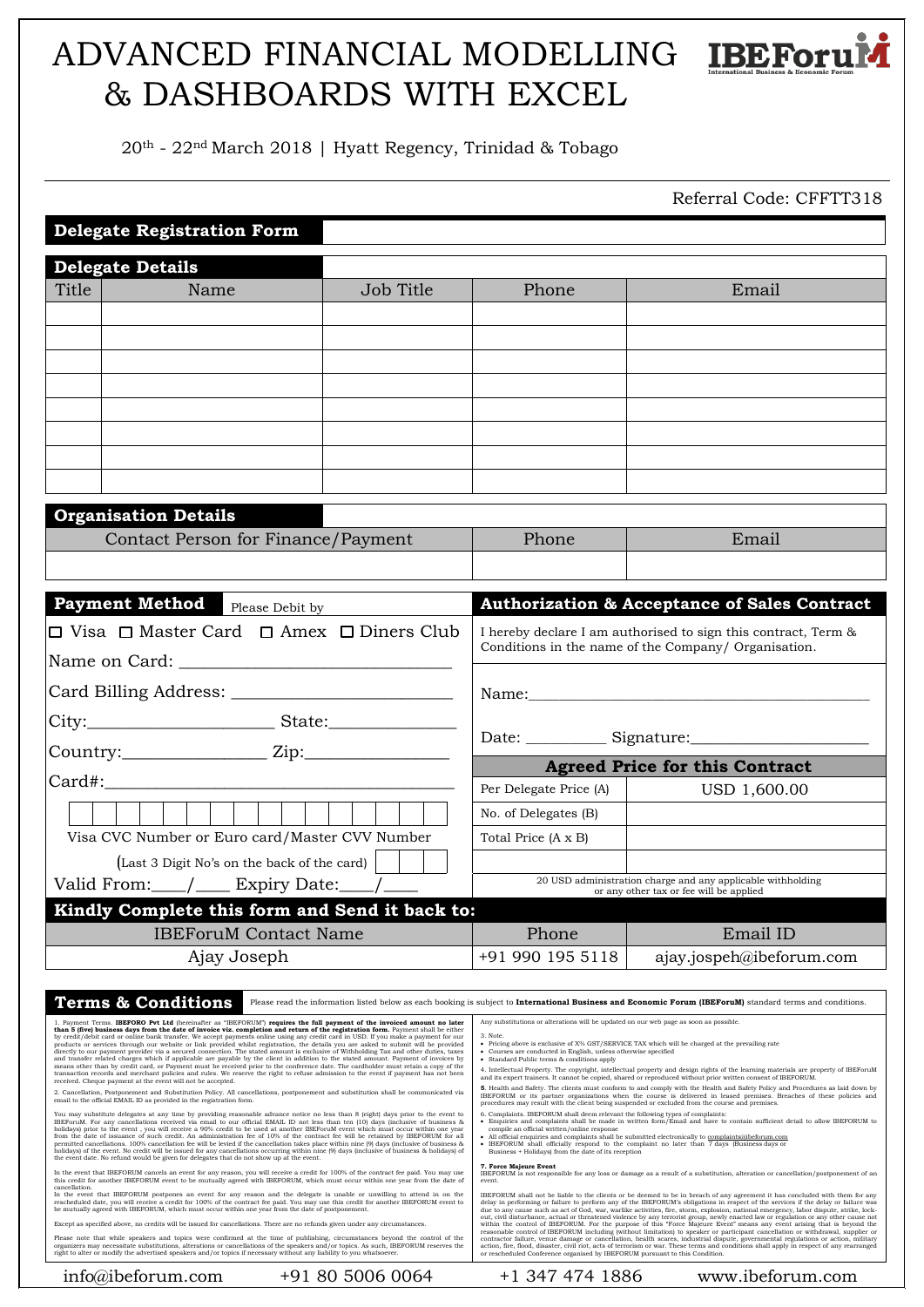# ADVANCED FINANCIAL MODELLING & DASHBOARDS WITH EXCEL

IBEForuM
International Business & Economic Forum

20th - 22nd March 2018 | Hyatt Regency, Trinidad & Tobago

Referral Code: CFFTT318

## Delegate Registration Form

### Delegate Details

| Title | Name | Job Title | Phone | Email |
|---|---|---|---|---|
| | | | | |
| | | | | |
| | | | | |
| | | | | |
| | | | | |
| | | | | |
| | | | | |
| | | | | |

### Organisation Details

| Contact Person for Finance/Payment | Phone | Email |
|---|---|---|
| | | |

### Payment Method
Please Debit by

☐ Visa ☐ Master Card ☐ Amex ☐ Diners Club

Name on Card: ____________________________

Card Billing Address: ______________________

City:____________________ State:_____________

Country:_______________ Zip:_______________

Card#:_________________________________________

Visa CVC Number or Euro card/Master CVV Number

(Last 3 Digit No's on the back of the card)

Valid From:___/___ Expiry Date:___/___

### Authorization & Acceptance of Sales Contract

I hereby declare I am authorised to sign this contract, Term & Conditions in the name of the Company/ Organisation.

Name:_________________________________________

Date: _________ Signature:____________________

### Agreed Price for this Contract

| | |
|---|---|
| Per Delegate Price (A) | USD 1,600.00 |
| No. of Delegates (B) | |
| Total Price (A x B) | |
| | |

20 USD administration charge and any applicable withholding or any other tax or fee will be applied

### Kindly Complete this form and Send it back to:

| IBEForuM Contact Name | Phone | Email ID |
|---|---|---|
| Ajay Joseph | +91 990 195 5118 | ajay.jospeh@ibeforum.com |

## Terms & Conditions

Please read the information listed below as each booking is subject to **International Business and Economic Forum (IBEForuM)** standard terms and conditions.

1. Payment Terms. **IBEFORO Pvt Ltd** (hereinafter as "IBEFORUM") **requires the full payment of the invoiced amount no later than 5 (five) business days from the date of invoice viz. completion and return of the registration form.** Payment shall be either by credit/debit card or online bank transfer. We accept payments online using any credit card in USD. If you make a payment for our products or services through our website or link provided whilst registration, the details you are asked to submit will be provided directly to our payment provider via a secured connection. The stated amount is exclusive of Withholding Tax and other duties, taxes and transfer related charges which if applicable are payable by the client in addition to the stated amount. Payment of invoices by means other than by credit card, or Payment must be received prior to the conference date. The cardholder must retain a copy of the transaction records and merchant policies and rules. We reserve the right to refuse admission to the event if payment has not been received. Cheque payment at the event will not be accepted.

2. Cancellation, Postponement and Substitution Policy. All cancellations, postponement and substitution shall be communicated via email to our official EMAIL ID as provided in the registration form.

You may substitute delegates at any time by providing reasonable advance notice no less than 8 (eight) days prior to the event to IBEForuM. For any cancellations received via email to our official EMAIL ID not less than ten (10) days (inclusive of business & holidays) prior to the event , you will receive a 90% credit to be used at another IBEForuM event which must occur within one year from the date of issuance of such credit. An administration fee of 10% of the contract fee will be retained by IBEFORUM for all permitted cancellations. 100% cancellation fee will be levied if the cancellation takes place within nine (9) days (inclusive of business & holidays) of the event. No credit will be issued for any cancellations occurring within nine (9) days (inclusive of business & holidays) of the event date. No refund would be given for delegates that do not show up at the event.

In the event that IBEFORUM cancels an event for any reason, you will receive a credit for 100% of the contract fee paid. You may use this credit for another IBEFORUM event to be mutually agreed with IBEFORUM, which must occur within one year from the date of cancellation.
In the event that IBEFORUM postpones an event for any reason and the delegate is unable or unwilling to attend in on the rescheduled date, you will receive a credit for 100% of the contract fee paid. You may use this credit for another IBEFORUM event to be mutually agreed with IBEFORUM, which must occur within one year from the date of postponement.

Except as specified above, no credits will be issued for cancellations. There are no refunds given under any circumstances.

Please note that while speakers and topics were confirmed at the time of publishing, circumstances beyond the control of the organizers may necessitate substitutions, alterations or cancellations of the speakers and/or topics. As such, IBEFORUM reserves the right to alter or modify the advertised speakers and/or topics if necessary without any liability to you whatsoever.

Any substitutions or alterations will be updated on our web page as soon as possible.

3. Note.
- Pricing above is exclusive of X% GST/SERVICE TAX which will be charged at the prevailing rate
- Courses are conducted in English, unless otherwise specified
- Standard Public terms & conditions apply

4. Intellectual Property. The copyright, intellectual property and design rights of the learning materials are property of IBEForuM and its expert trainers. It cannot be copied, shared or reproduced without prior written consent of IBEFORUM.

**5**. Health and Safety. The clients must conform to and comply with the Health and Safety Policy and Procedures as laid down by IBEFORUM or its partner organizations when the course is delivered in leased premises. Breaches of these policies and procedures may result with the client being suspended or excluded from the course and premises.

6. Complaints. IBEFORUM shall deem relevant the following types of complaints:
- Enquiries and complaints shall be made in written form/Email and have to contain sufficient detail to allow IBEFORUM to compile an official written/online response
- All official enquiries and complaints shall be submitted electronically to complaints@ibeforum.com
- IBEFORUM shall officially respond to the complaint no later than 7 days (Business days or Business + Holidays) from the date of its reception

**7. Force Majeure Event**
IBEFORUM is not responsible for any loss or damage as a result of a substitution, alteration or cancellation/postponement of an event.

IBEFORUM shall not be liable to the clients or be deemed to be in breach of any agreement it has concluded with them for any delay in performing or failure to perform any of the IBEFORUM's obligations in respect of the services if the delay or failure was due to any cause such as act of God, war, warlike activities, fire, storm, explosion, national emergency, labor dispute, strike, lock-out, civil disturbance, actual or threatened violence by any terrorist group, newly enacted law or regulation or any other cause not within the control of IBEFORUM. For the purpose of this "Force Majeure Event" means any event arising that is beyond the reasonable control of IBEFORUM including (without limitation) to speaker or participant cancellation or withdrawal, supplier or contractor failure, venue damage or cancellation, health scares, industrial dispute, governmental regulations or action, military action, fire, flood, disaster, civil riot, acts of terrorism or war. These terms and conditions shall apply in respect of any rearranged or rescheduled Conference organised by IBEFORUM pursuant to this Condition.

info@ibeforum.com | +91 80 5006 0064 | +1 347 474 1886 | www.ibeforum.com